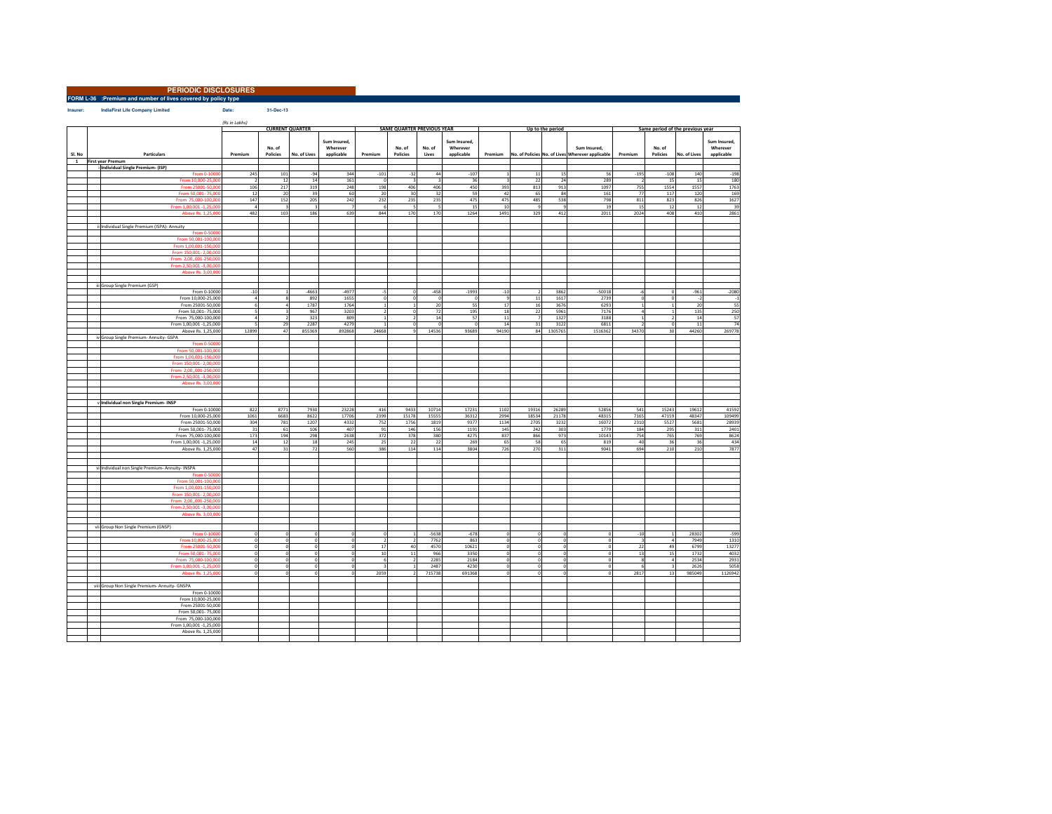# PERIODIC DISCLOSURES

## FORM L-36 :Premium and number of lives covered by policy type

**Insurer:** IndiaFirst Life Company Limited  **Date:** 31-Dec-13

(Rs in Lakhs)

| Sl. No | Particulars | CURRENT QUARTER | | | | SAME QUARTER PREVIOUS YEAR | | | | Up to the period | | | | Same period of the previous year | | | |
|---|---|---|---|---|---|---|---|---|---|---|---|---|---|---|---|---|---|
| | | Premium | No. of Policies | No. of Lives | Sum Insured, Wherever applicable | Premium | No. of Policies | No. of Lives | Sum Insured, Wherever applicable | Premium | No. of Policies | No. of Lives | Sum Insured, Wherever applicable | Premium | No. of Policies | No. of Lives | Sum Insured, Wherever applicable |
| 1 | First year Premum | | | | | | | | | | | | | | | | |
| | i Individual Single Premium- (ISP) | | | | | | | | | | | | | | | | |
| | From 0-10000 | 245 | 101 | -94 | 344 | -101 | -32 | 44 | -107 | 1 | 11 | 15 | 56 | -195 | -108 | 140 | -198 |
| | From 10,000-25,000 | 2 | 12 | 14 | 161 | 0 | 3 | 3 | 36 | 3 | 22 | 24 | 289 | 2 | 15 | 15 | 180 |
| | From 25001-50,000 | 106 | 217 | 319 | 248 | 198 | 406 | 406 | 450 | 393 | 813 | 913 | 1097 | 755 | 1554 | 1557 | 1763 |
| | From 50,001- 75,000 | 12 | 20 | 39 | 60 | 20 | 30 | 32 | 59 | 42 | 65 | 84 | 161 | 77 | 117 | 120 | 169 |
| | From 75,000-100,000 | 147 | 152 | 205 | 242 | 232 | 235 | 235 | 475 | 475 | 485 | 538 | 798 | 811 | 823 | 826 | 1627 |
| | From 1,00,001 -1,25,000 | 4 | 3 | 3 | 7 | 6 | 5 | 5 | 15 | 10 | 9 | 9 | 19 | 15 | 12 | 12 | 39 |
| | Above Rs. 1,25,000 | 482 | 103 | 186 | 639 | 844 | 170 | 170 | 1264 | 1491 | 329 | 412 | 2011 | 2024 | 408 | 410 | 2861 |
| | ii Individual Single Premium (ISPA)- Annuity | | | | | | | | | | | | | | | | |
| | From 0-50000 | | | | | | | | | | | | | | | | |
| | From 50,001-100,000 | | | | | | | | | | | | | | | | |
| | From 1,00,001-150,000 | | | | | | | | | | | | | | | | |
| | From 150,001- 2,00,000 | | | | | | | | | | | | | | | | |
| | From 2,00,,001-250,000 | | | | | | | | | | | | | | | | |
| | From 2,50,001 -3,00,000 | | | | | | | | | | | | | | | | |
| | Above Rs. 3,00,000 | | | | | | | | | | | | | | | | |
| | iii Group Single Premium (GSP) | | | | | | | | | | | | | | | | |
| | From 0-10000 | -10 | 1 | -4663 | -4977 | -5 | 0 | -458 | -1993 | -10 | 2 | 3862 | -50018 | -6 | 0 | -961 | -2080 |
| | From 10,000-25,000 | 4 | 8 | 892 | 1655 | 0 | 0 | 0 | 0 | 9 | 11 | 1617 | 2739 | 0 | 0 | -2 | -1 |
| | From 25001-50,000 | 6 | 4 | 1787 | 1764 | 1 | 1 | 20 | 55 | 17 | 16 | 3676 | 6293 | 1 | 1 | 20 | 55 |
| | From 50,001- 75,000 | 5 | 3 | 967 | 3203 | 2 | 0 | 72 | 195 | 18 | 22 | 5961 | 7176 | 4 | 1 | 135 | 250 |
| | From 75,000-100,000 | 4 | 2 | 323 | 809 | 1 | 2 | 14 | 57 | 11 | 7 | 1327 | 3188 | 1 | 2 | 14 | 57 |
| | From 1,00,001 -1,25,000 | 5 | 29 | 2287 | 4279 | 1 | 0 | 0 | 0 | 14 | 31 | 3122 | 6811 | 2 | 0 | 11 | 74 |
| | Above Rs. 1,25,000 | 12899 | 47 | 855369 | 892868 | 24668 | 9 | 14536 | 93689 | 94190 | 84 | 1305765 | 1516362 | 34370 | 30 | 44260 | 269778 |
| | iv Group Single Premium- Annuity- GSPA | | | | | | | | | | | | | | | | |
| | From 0-50000 | | | | | | | | | | | | | | | | |
| | From 50,001-100,000 | | | | | | | | | | | | | | | | |
| | From 1,00,001-150,000 | | | | | | | | | | | | | | | | |
| | From 150,001- 2,00,000 | | | | | | | | | | | | | | | | |
| | From 2,00,,001-250,000 | | | | | | | | | | | | | | | | |
| | From 2,50,001 -3,00,000 | | | | | | | | | | | | | | | | |
| | Above Rs. 3,00,000 | | | | | | | | | | | | | | | | |
| | v Individual non Single Premium- INSP | | | | | | | | | | | | | | | | |
| | From 0-10000 | 822 | 8771 | 7930 | 23228 | 416 | 9433 | 10714 | 17231 | 1102 | 19316 | 26289 | 52856 | 541 | 15243 | 19612 | 41592 |
| | From 10,000-25,000 | 1061 | 6683 | 8622 | 17706 | 2399 | 15178 | 15555 | 36312 | 2994 | 18534 | 21178 | 48315 | 7165 | 47159 | 48347 | 109499 |
| | From 25001-50,000 | 304 | 781 | 1207 | 4332 | 752 | 1756 | 1819 | 9377 | 1134 | 2705 | 3232 | 16072 | 2310 | 5527 | 5681 | 28939 |
| | From 50,001- 75,000 | 31 | 61 | 106 | 407 | 91 | 146 | 156 | 1191 | 145 | 242 | 303 | 1779 | 184 | 295 | 311 | 2401 |
| | From 75,000-100,000 | 173 | 194 | 298 | 2638 | 372 | 378 | 380 | 4275 | 837 | 866 | 973 | 10143 | 754 | 765 | 769 | 8624 |
| | From 1,00,001 -1,25,000 | 14 | 12 | 18 | 245 | 25 | 22 | 22 | 269 | 65 | 58 | 65 | 819 | 40 | 36 | 36 | 434 |
| | Above Rs. 1,25,000 | 47 | 31 | 72 | 560 | 386 | 114 | 114 | 3804 | 726 | 270 | 311 | 9041 | 694 | 210 | 210 | 7877 |
| | vi Individual non Single Premium- Annuity- INSPA | | | | | | | | | | | | | | | | |
| | From 0-50000 | | | | | | | | | | | | | | | | |
| | From 50,001-100,000 | | | | | | | | | | | | | | | | |
| | From 1,00,001-150,000 | | | | | | | | | | | | | | | | |
| | From 150,001- 2,00,000 | | | | | | | | | | | | | | | | |
| | From 2,00,,001-250,000 | | | | | | | | | | | | | | | | |
| | From 2,50,001 -3,00,000 | | | | | | | | | | | | | | | | |
| | Above Rs. 3,00,000 | | | | | | | | | | | | | | | | |
| | vii Group Non Single Premium (GNSP) | | | | | | | | | | | | | | | | |
| | From 0-10000 | 0 | 0 | 0 | 0 | 0 | 1 | -5638 | -678 | 0 | 0 | 0 | 0 | -10 | 1 | 28302 | -599 |
| | From 10,000-25,000 | 0 | 0 | 0 | 0 | 2 | 2 | 7762 | 863 | 0 | 0 | 0 | 0 | 3 | 4 | 7949 | 1310 |
| | From 25001-50,000 | 0 | 0 | 0 | 0 | 17 | 40 | 4570 | 10621 | 0 | 0 | 0 | 0 | 22 | 49 | 6799 | 13277 |
| | From 50,001- 75,000 | 0 | 0 | 0 | 0 | 10 | 11 | 966 | 3350 | 0 | 0 | 0 | 0 | 13 | 15 | 1732 | 4032 |
| | From 75,000-100,000 | 0 | 0 | 0 | 0 | 6 | 2 | 2285 | 2184 | 0 | 0 | 0 | 0 | 8 | 4 | 2534 | 2933 |
| | From 1,00,001 -1,25,000 | 0 | 0 | 0 | 0 | 3 | 1 | 2487 | 4230 | 0 | 0 | 0 | 0 | 6 | 3 | 2626 | 5058 |
| | Above Rs. 1,25,000 | 0 | 0 | 0 | 0 | 2059 | 2 | 715738 | 691368 | 0 | 0 | 0 | 0 | 2817 | 13 | 985049 | 1126942 |
| | viii Group Non Single Premium- Annuity- GNSPA | | | | | | | | | | | | | | | | |
| | From 0-10000 | | | | | | | | | | | | | | | | |
| | From 10,000-25,000 | | | | | | | | | | | | | | | | |
| | From 25001-50,000 | | | | | | | | | | | | | | | | |
| | From 50,001- 75,000 | | | | | | | | | | | | | | | | |
| | From 75,000-100,000 | | | | | | | | | | | | | | | | |
| | From 1,00,001 -1,25,000 | | | | | | | | | | | | | | | | |
| | Above Rs. 1,25,000 | | | | | | | | | | | | | | | | |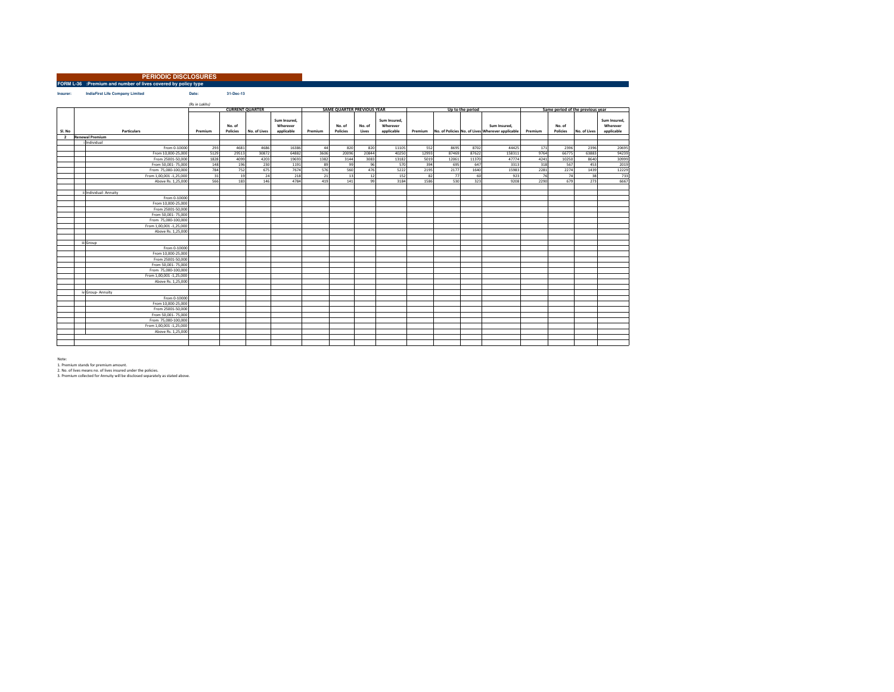**PERIODIC DISCLOSURES**

**FORM L-36 :Premium and number of lives covered by policy type**

**Insurer:** **IndiaFirst Life Company Limited** **Date:** **31-Dec-13**

*(Rs in Lakhs)*

| | | CURRENT QUARTER | | | | SAME QUARTER PREVIOUS YEAR | | | | Up to the period | | | | Same period of the previous year | | | |
|---|---|---|---|---|---|---|---|---|---|---|---|---|---|---|---|---|---|
| Sl. No | Particulars | Premium | No. of Policies | No. of Lives | Sum Insured, Wherever applicable | Premium | No. of Policies | No. of Lives | Sum Insured, Wherever applicable | Premium | No. of Policies | No. of Lives | Sum Insured, Wherever applicable | Premium | No. of Policies | No. of Lives | Sum Insured, Wherever applicable |
| 2 | **Renewal Premium** | | | | | | | | | | | | | | | | |
| | i Individual | | | | | | | | | | | | | | | | |
| | From 0-10000 | 293 | 4681 | 4686 | 16386 | 44 | 820 | 820 | 11105 | 552 | 8695 | 8702 | 44425 | 171 | 2396 | 2396 | 20695 |
| | From 10,000-25,000 | 5129 | 29513 | 30872 | 64882 | 3606 | 20096 | 20844 | 40250 | 12993 | 87469 | 87622 | 158311 | 9764 | 66775 | 63883 | 94239 |
| | From 25001-50,000 | 1828 | 4099 | 4203 | 19693 | 1382 | 3144 | 3083 | 13182 | 5019 | 12061 | 11370 | 47774 | 4241 | 10250 | 8640 | 30999 |
| | From 50,001- 75,000 | 148 | 196 | 230 | 1191 | 89 | 99 | 96 | 570 | 394 | 695 | 647 | 3313 | 318 | 567 | 453 | 2019 |
| | From 75,000-100,000 | 784 | 752 | 675 | 7674 | 576 | 560 | 476 | 5222 | 2195 | 2177 | 1640 | 15983 | 2281 | 2274 | 1439 | 12229 |
| | From 1,00,001 -1,25,000 | 31 | 19 | 24 | 218 | 21 | 13 | 12 | 152 | 82 | 77 | 60 | 923 | 76 | 74 | 38 | 733 |
| | Above Rs. 1,25,000 | 566 | 183 | 146 | 4784 | 419 | 141 | 99 | 3184 | 1586 | 530 | 323 | 9208 | 2290 | 679 | 273 | 6667 |
| | | | | | | | | | | | | | | | | | |
| | ii Individual- Annuity | | | | | | | | | | | | | | | | |
| | From 0-10000 | | | | | | | | | | | | | | | | |
| | From 10,000-25,000 | | | | | | | | | | | | | | | | |
| | From 25001-50,000 | | | | | | | | | | | | | | | | |
| | From 50,001- 75,000 | | | | | | | | | | | | | | | | |
| | From 75,000-100,000 | | | | | | | | | | | | | | | | |
| | From 1,00,001 -1,25,000 | | | | | | | | | | | | | | | | |
| | Above Rs. 1,25,000 | | | | | | | | | | | | | | | | |
| | | | | | | | | | | | | | | | | | |
| | iii Group | | | | | | | | | | | | | | | | |
| | From 0-10000 | | | | | | | | | | | | | | | | |
| | From 10,000-25,000 | | | | | | | | | | | | | | | | |
| | From 25001-50,000 | | | | | | | | | | | | | | | | |
| | From 50,001- 75,000 | | | | | | | | | | | | | | | | |
| | From 75,000-100,000 | | | | | | | | | | | | | | | | |
| | From 1,00,001 -1,25,000 | | | | | | | | | | | | | | | | |
| | Above Rs. 1,25,000 | | | | | | | | | | | | | | | | |
| | | | | | | | | | | | | | | | | | |
| | iv Group- Annuity | | | | | | | | | | | | | | | | |
| | From 0-10000 | | | | | | | | | | | | | | | | |
| | From 10,000-25,000 | | | | | | | | | | | | | | | | |
| | From 25001-50,000 | | | | | | | | | | | | | | | | |
| | From 50,001- 75,000 | | | | | | | | | | | | | | | | |
| | From 75,000-100,000 | | | | | | | | | | | | | | | | |
| | From 1,00,001 -1,25,000 | | | | | | | | | | | | | | | | |
| | Above Rs. 1,25,000 | | | | | | | | | | | | | | | | |

Note:

1. Premium stands for premium amount.
2. No. of lives means no. of lives insured under the policies.
3. Premium collected for Annuity will be disclosed separately as stated above.